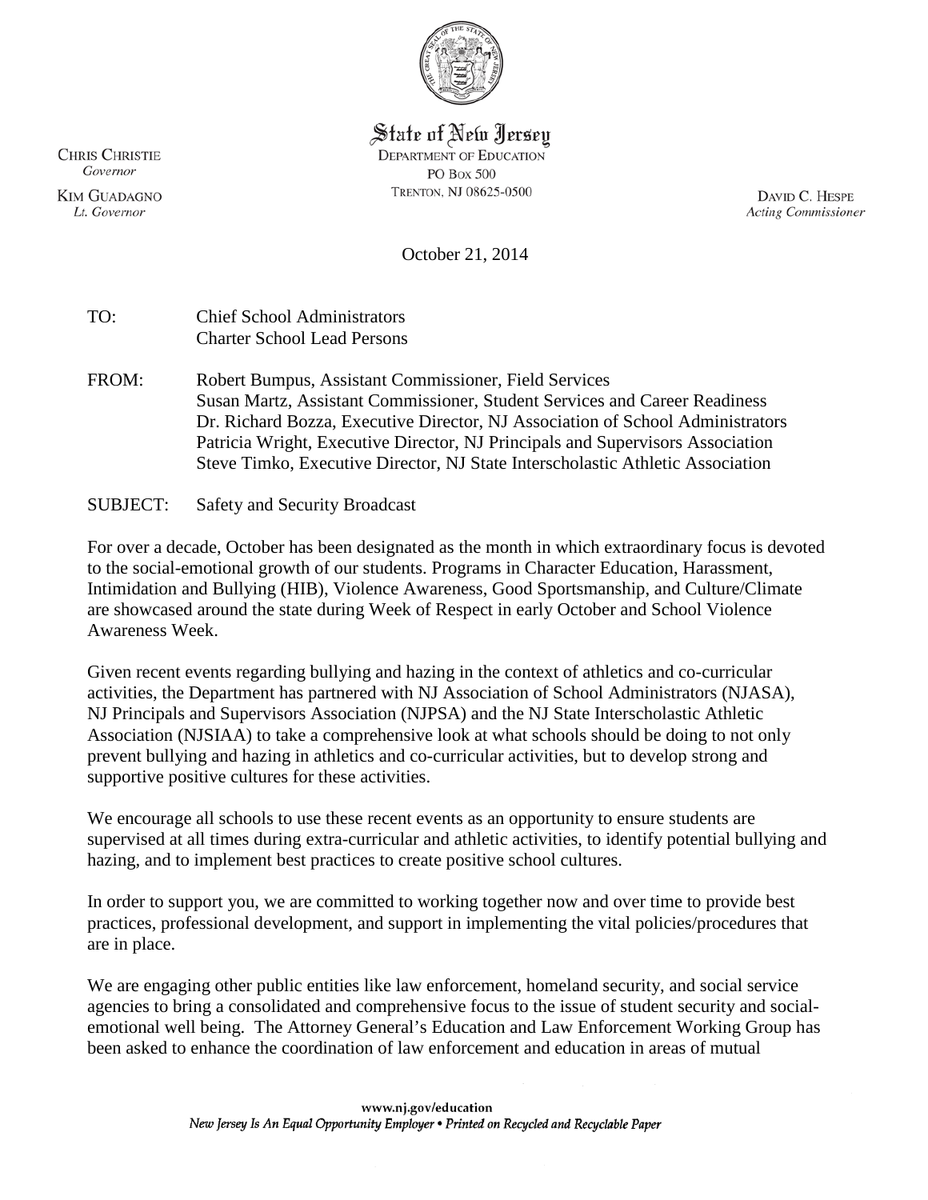State of New Jersey
DEPARTMENT OF EDUCATION
PO BOX 500
TRENTON, NJ 08625-0500

CHRIS CHRISTIE
*Governor*

KIM GUADAGNO
*Lt. Governor*

DAVID C. HESPE
*Acting Commissioner*

October 21, 2014

TO: Chief School Administrators
Charter School Lead Persons

FROM: Robert Bumpus, Assistant Commissioner, Field Services
Susan Martz, Assistant Commissioner, Student Services and Career Readiness
Dr. Richard Bozza, Executive Director, NJ Association of School Administrators
Patricia Wright, Executive Director, NJ Principals and Supervisors Association
Steve Timko, Executive Director, NJ State Interscholastic Athletic Association

SUBJECT: Safety and Security Broadcast

For over a decade, October has been designated as the month in which extraordinary focus is devoted to the social-emotional growth of our students. Programs in Character Education, Harassment, Intimidation and Bullying (HIB), Violence Awareness, Good Sportsmanship, and Culture/Climate are showcased around the state during Week of Respect in early October and School Violence Awareness Week.

Given recent events regarding bullying and hazing in the context of athletics and co-curricular activities, the Department has partnered with NJ Association of School Administrators (NJASA), NJ Principals and Supervisors Association (NJPSA) and the NJ State Interscholastic Athletic Association (NJSIAA) to take a comprehensive look at what schools should be doing to not only prevent bullying and hazing in athletics and co-curricular activities, but to develop strong and supportive positive cultures for these activities.

We encourage all schools to use these recent events as an opportunity to ensure students are supervised at all times during extra-curricular and athletic activities, to identify potential bullying and hazing, and to implement best practices to create positive school cultures.

In order to support you, we are committed to working together now and over time to provide best practices, professional development, and support in implementing the vital policies/procedures that are in place.

We are engaging other public entities like law enforcement, homeland security, and social service agencies to bring a consolidated and comprehensive focus to the issue of student security and social-emotional well being. The Attorney General's Education and Law Enforcement Working Group has been asked to enhance the coordination of law enforcement and education in areas of mutual

www.nj.gov/education
*New Jersey Is An Equal Opportunity Employer • Printed on Recycled and Recyclable Paper*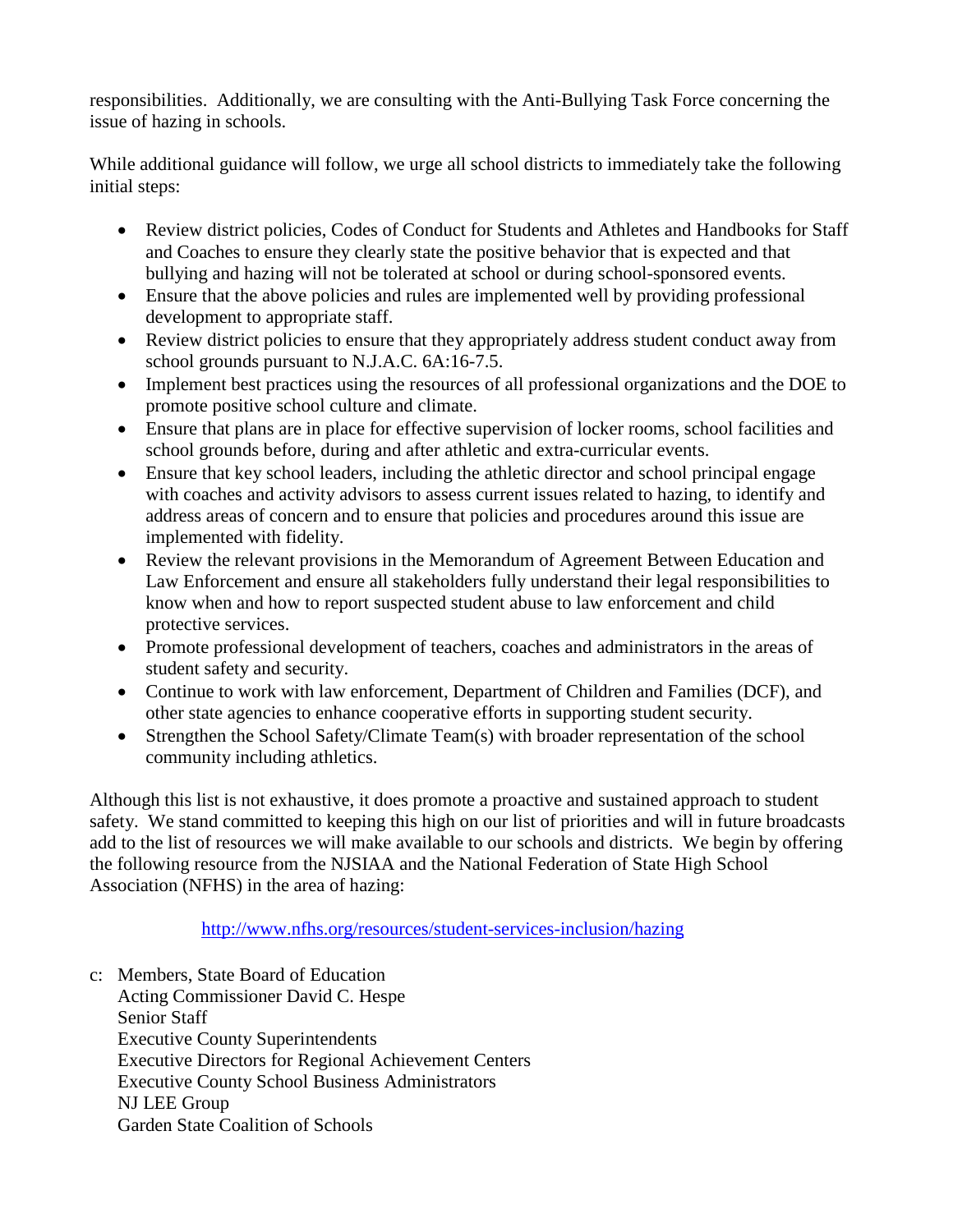responsibilities. Additionally, we are consulting with the Anti-Bullying Task Force concerning the issue of hazing in schools.

While additional guidance will follow, we urge all school districts to immediately take the following initial steps:

- Review district policies, Codes of Conduct for Students and Athletes and Handbooks for Staff and Coaches to ensure they clearly state the positive behavior that is expected and that bullying and hazing will not be tolerated at school or during school-sponsored events.
- Ensure that the above policies and rules are implemented well by providing professional development to appropriate staff.
- Review district policies to ensure that they appropriately address student conduct away from school grounds pursuant to N.J.A.C. 6A:16-7.5.
- Implement best practices using the resources of all professional organizations and the DOE to promote positive school culture and climate.
- Ensure that plans are in place for effective supervision of locker rooms, school facilities and school grounds before, during and after athletic and extra-curricular events.
- Ensure that key school leaders, including the athletic director and school principal engage with coaches and activity advisors to assess current issues related to hazing, to identify and address areas of concern and to ensure that policies and procedures around this issue are implemented with fidelity.
- Review the relevant provisions in the Memorandum of Agreement Between Education and Law Enforcement and ensure all stakeholders fully understand their legal responsibilities to know when and how to report suspected student abuse to law enforcement and child protective services.
- Promote professional development of teachers, coaches and administrators in the areas of student safety and security.
- Continue to work with law enforcement, Department of Children and Families (DCF), and other state agencies to enhance cooperative efforts in supporting student security.
- Strengthen the School Safety/Climate Team(s) with broader representation of the school community including athletics.

Although this list is not exhaustive, it does promote a proactive and sustained approach to student safety. We stand committed to keeping this high on our list of priorities and will in future broadcasts add to the list of resources we will make available to our schools and districts. We begin by offering the following resource from the NJSIAA and the National Federation of State High School Association (NFHS) in the area of hazing:

http://www.nfhs.org/resources/student-services-inclusion/hazing

c: Members, State Board of Education
Acting Commissioner David C. Hespe
Senior Staff
Executive County Superintendents
Executive Directors for Regional Achievement Centers
Executive County School Business Administrators
NJ LEE Group
Garden State Coalition of Schools